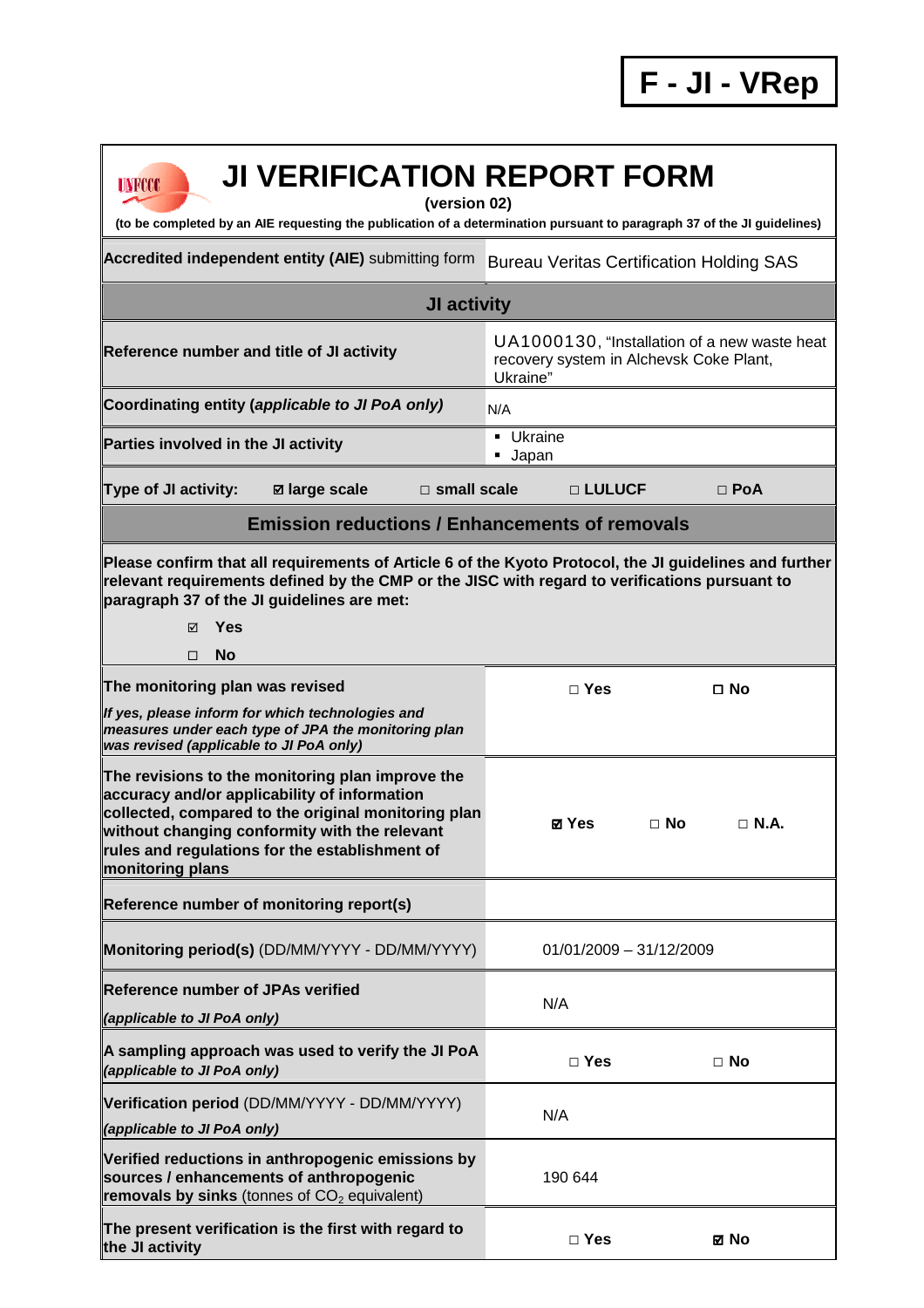# F - JI - VRep

## JI VERIFICATION REPORT FORM

**(version 02)**

**(to be completed by an AIE requesting the publication of a determination pursuant to paragraph 37 of the JI guidelines)**

| | |
|---|---|
| **Accredited independent entity (AIE)** submitting form | Bureau Veritas Certification Holding SAS |
| **JI activity** | |
| **Reference number and title of JI activity** | UA1000130, "Installation of a new waste heat recovery system in Alchevsk Coke Plant, Ukraine" |
| **Coordinating entity (*applicable to JI PoA only*)** | N/A |
| **Parties involved in the JI activity** | ▪ Ukraine<br>▪ Japan |
| **Type of JI activity:** ☑ **large scale** □ **small scale** □ **LULUCF** □ **PoA** | |
| **Emission reductions / Enhancements of removals** | |
| **Please confirm that all requirements of Article 6 of the Kyoto Protocol, the JI guidelines and further relevant requirements defined by the CMP or the JISC with regard to verifications pursuant to paragraph 37 of the JI guidelines are met:**<br>☑ **Yes**<br>□ **No** | |
| **The monitoring plan was revised**<br>***If yes, please inform for which technologies and measures under each type of JPA the monitoring plan was revised (applicable to JI PoA only)*** | □ **Yes** □ **No** |
| **The revisions to the monitoring plan improve the accuracy and/or applicability of information collected, compared to the original monitoring plan without changing conformity with the relevant rules and regulations for the establishment of monitoring plans** | ☑ **Yes** □ **No** □ **N.A.** |
| **Reference number of monitoring report(s)** | |
| **Monitoring period(s)** (DD/MM/YYYY - DD/MM/YYYY) | 01/01/2009 – 31/12/2009 |
| **Reference number of JPAs verified**<br>***(applicable to JI PoA only)*** | N/A |
| **A sampling approach was used to verify the JI PoA *(applicable to JI PoA only)*** | □ **Yes** □ **No** |
| **Verification period** (DD/MM/YYYY - DD/MM/YYYY)<br>***(applicable to JI PoA only)*** | N/A |
| **Verified reductions in anthropogenic emissions by sources / enhancements of anthropogenic removals by sinks** (tonnes of $CO_2$ equivalent) | 190 644 |
| **The present verification is the first with regard to the JI activity** | □ **Yes** ☑ **No** |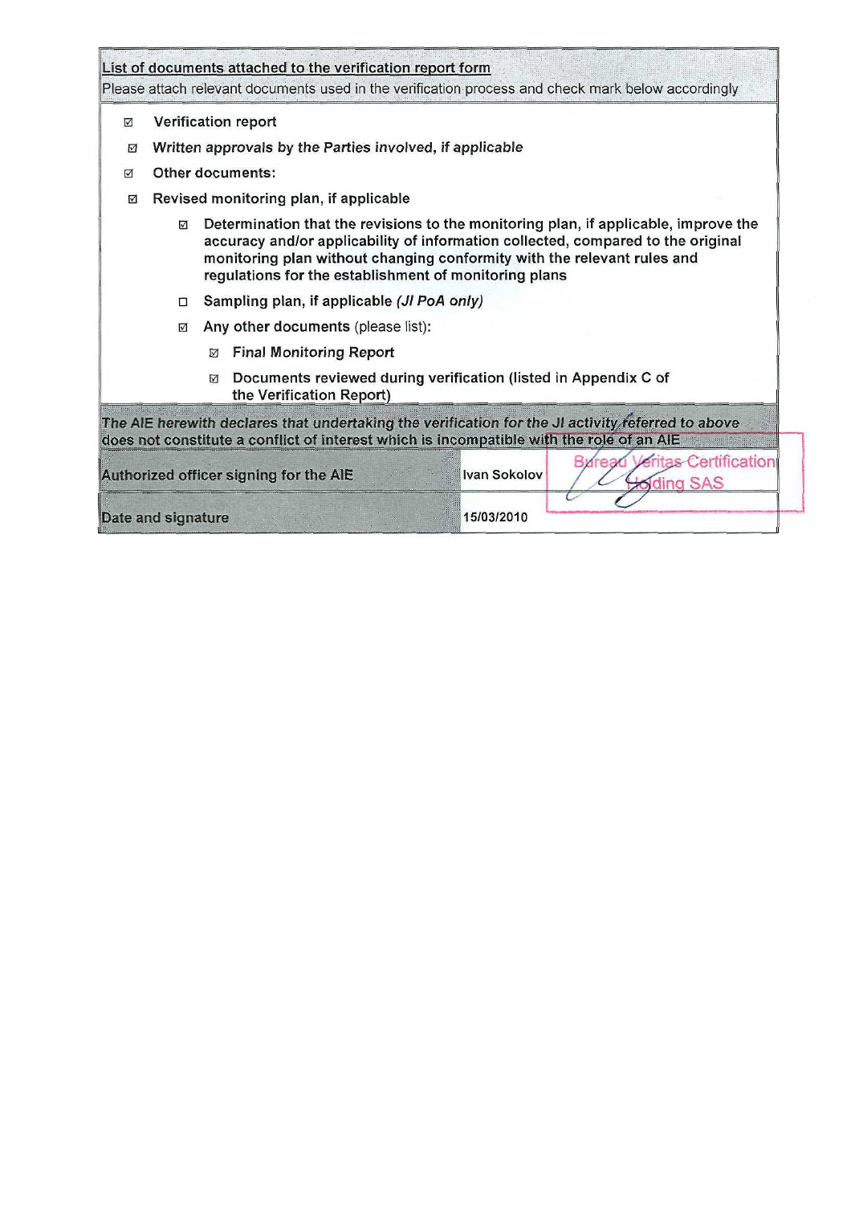List of documents attached to the verification report form

Please attach relevant documents used in the verification process and check mark below accordingly

- ☑ Verification report
- ☑ *Written approvals by the Parties involved, if applicable*
- ☑ Other documents:
- ☑ Revised monitoring plan, if applicable
  - ☑ Determination that the revisions to the monitoring plan, if applicable, improve the accuracy and/or applicability of information collected, compared to the original monitoring plan without changing conformity with the relevant rules and regulations for the establishment of monitoring plans
  - ☐ Sampling plan, if applicable *(JI PoA only)*
  - ☑ Any other documents (please list):
    - ☑ Final Monitoring Report
    - ☑ Documents reviewed during verification (listed in Appendix C of the Verification Report)

*The AIE herewith declares that undertaking the verification for the JI activity referred to above does not constitute a conflict of interest which is incompatible with the role of an AIE*

| | | |
|---|---|---|
| Authorized officer signing for the AIE | Ivan Sokolov | Bureau Veritas Certification Holding SAS |
| Date and signature | 15/03/2010 | |